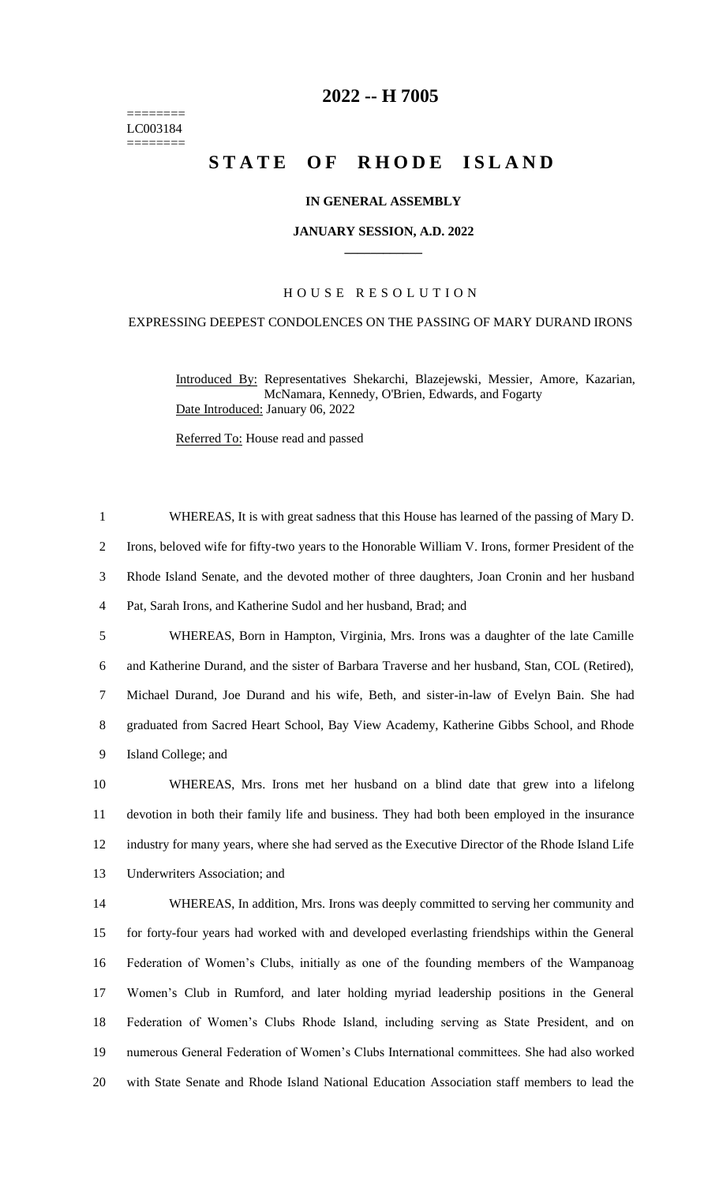# 2022 -- H 7005

========
LC003184
========

## STATE OF RHODE ISLAND

### IN GENERAL ASSEMBLY

### JANUARY SESSION, A.D. 2022

### HOUSE RESOLUTION

EXPRESSING DEEPEST CONDOLENCES ON THE PASSING OF MARY DURAND IRONS

Introduced By: Representatives Shekarchi, Blazejewski, Messier, Amore, Kazarian, McNamara, Kennedy, O'Brien, Edwards, and Fogarty

Date Introduced: January 06, 2022

Referred To: House read and passed

1 WHEREAS, It is with great sadness that this House has learned of the passing of Mary D.
2 Irons, beloved wife for fifty-two years to the Honorable William V. Irons, former President of the
3 Rhode Island Senate, and the devoted mother of three daughters, Joan Cronin and her husband
4 Pat, Sarah Irons, and Katherine Sudol and her husband, Brad; and

5 WHEREAS, Born in Hampton, Virginia, Mrs. Irons was a daughter of the late Camille
6 and Katherine Durand, and the sister of Barbara Traverse and her husband, Stan, COL (Retired),
7 Michael Durand, Joe Durand and his wife, Beth, and sister-in-law of Evelyn Bain. She had
8 graduated from Sacred Heart School, Bay View Academy, Katherine Gibbs School, and Rhode
9 Island College; and

10 WHEREAS, Mrs. Irons met her husband on a blind date that grew into a lifelong
11 devotion in both their family life and business. They had both been employed in the insurance
12 industry for many years, where she had served as the Executive Director of the Rhode Island Life
13 Underwriters Association; and

14 WHEREAS, In addition, Mrs. Irons was deeply committed to serving her community and
15 for forty-four years had worked with and developed everlasting friendships within the General
16 Federation of Women's Clubs, initially as one of the founding members of the Wampanoag
17 Women's Club in Rumford, and later holding myriad leadership positions in the General
18 Federation of Women's Clubs Rhode Island, including serving as State President, and on
19 numerous General Federation of Women's Clubs International committees. She had also worked
20 with State Senate and Rhode Island National Education Association staff members to lead the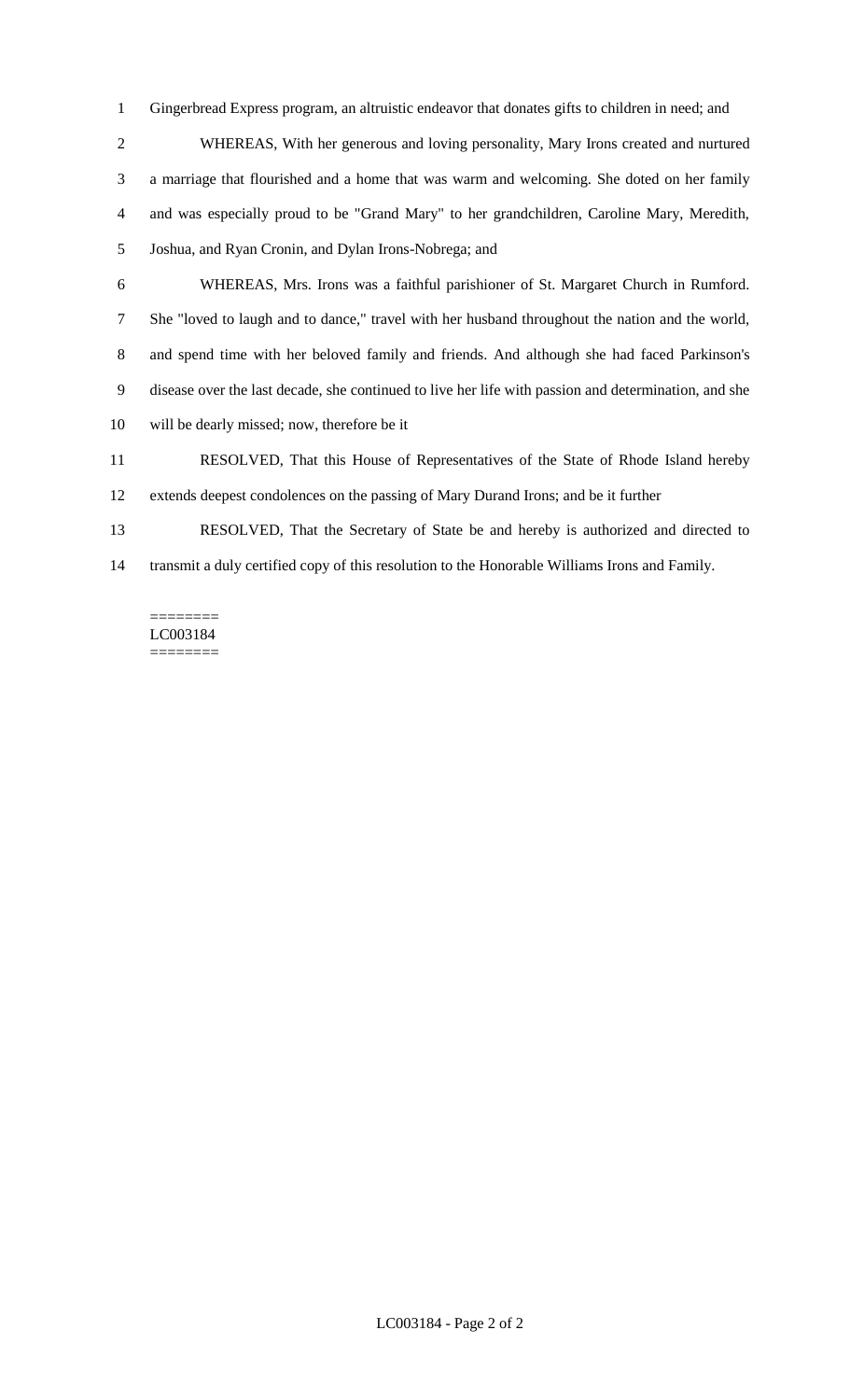Gingerbread Express program, an altruistic endeavor that donates gifts to children in need; and

WHEREAS, With her generous and loving personality, Mary Irons created and nurtured a marriage that flourished and a home that was warm and welcoming. She doted on her family and was especially proud to be "Grand Mary" to her grandchildren, Caroline Mary, Meredith, Joshua, and Ryan Cronin, and Dylan Irons-Nobrega; and

WHEREAS, Mrs. Irons was a faithful parishioner of St. Margaret Church in Rumford. She "loved to laugh and to dance," travel with her husband throughout the nation and the world, and spend time with her beloved family and friends. And although she had faced Parkinson's disease over the last decade, she continued to live her life with passion and determination, and she will be dearly missed; now, therefore be it

RESOLVED, That this House of Representatives of the State of Rhode Island hereby extends deepest condolences on the passing of Mary Durand Irons; and be it further

RESOLVED, That the Secretary of State be and hereby is authorized and directed to transmit a duly certified copy of this resolution to the Honorable Williams Irons and Family.

========
LC003184
========